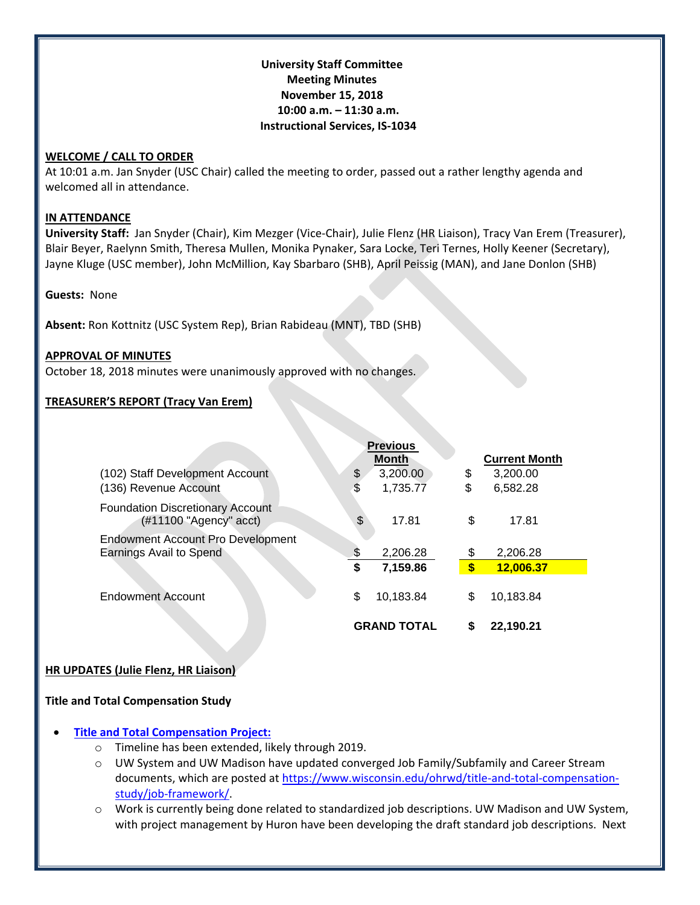**University Staff Committee**
**Meeting Minutes**
**November 15, 2018**
**10:00 a.m. – 11:30 a.m.**
**Instructional Services, IS-1034**

## WELCOME / CALL TO ORDER

At 10:01 a.m. Jan Snyder (USC Chair) called the meeting to order, passed out a rather lengthy agenda and welcomed all in attendance.

## IN ATTENDANCE

**University Staff:** Jan Snyder (Chair), Kim Mezger (Vice-Chair), Julie Flenz (HR Liaison), Tracy Van Erem (Treasurer), Blair Beyer, Raelynn Smith, Theresa Mullen, Monika Pynaker, Sara Locke, Teri Ternes, Holly Keener (Secretary), Jayne Kluge (USC member), John McMillion, Kay Sbarbaro (SHB), April Peissig (MAN), and Jane Donlon (SHB)

**Guests:** None

**Absent:** Ron Kottnitz (USC System Rep), Brian Rabideau (MNT), TBD (SHB)

## APPROVAL OF MINUTES

October 18, 2018 minutes were unanimously approved with no changes.

## TREASURER'S REPORT (Tracy Van Erem)

| | Previous Month | Current Month |
|---|---|---|
| (102) Staff Development Account | $ 3,200.00 | $ 3,200.00 |
| (136) Revenue Account | $ 1,735.77 | $ 6,582.28 |
| Foundation Discretionary Account (#11100 "Agency" acct) | $ 17.81 | $ 17.81 |
| Endowment Account Pro Development Earnings Avail to Spend | $ 2,206.28 | $ 2,206.28 |
| | **$ 7,159.86** | **$ 12,006.37** |
| Endowment Account | $ 10,183.84 | $ 10,183.84 |
| | **GRAND TOTAL** | **$ 22,190.21** |

## HR UPDATES (Julie Flenz, HR Liaison)

### Title and Total Compensation Study

- **Title and Total Compensation Project:**
  - Timeline has been extended, likely through 2019.
  - UW System and UW Madison have updated converged Job Family/Subfamily and Career Stream documents, which are posted at https://www.wisconsin.edu/ohrwd/title-and-total-compensation-study/job-framework/.
  - Work is currently being done related to standardized job descriptions. UW Madison and UW System, with project management by Huron have been developing the draft standard job descriptions. Next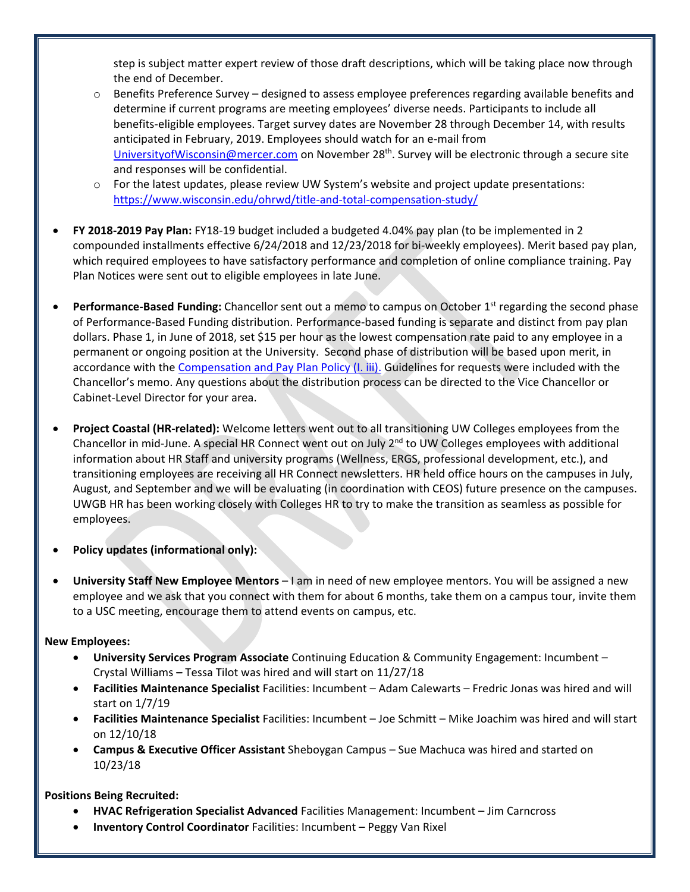step is subject matter expert review of those draft descriptions, which will be taking place now through the end of December.
  - Benefits Preference Survey – designed to assess employee preferences regarding available benefits and determine if current programs are meeting employees' diverse needs. Participants to include all benefits-eligible employees. Target survey dates are November 28 through December 14, with results anticipated in February, 2019. Employees should watch for an e-mail from UniversityofWisconsin@mercer.com on November 28th. Survey will be electronic through a secure site and responses will be confidential.
  - For the latest updates, please review UW System's website and project update presentations: https://www.wisconsin.edu/ohrwd/title-and-total-compensation-study/

- **FY 2018-2019 Pay Plan:** FY18-19 budget included a budgeted 4.04% pay plan (to be implemented in 2 compounded installments effective 6/24/2018 and 12/23/2018 for bi-weekly employees). Merit based pay plan, which required employees to have satisfactory performance and completion of online compliance training. Pay Plan Notices were sent out to eligible employees in late June.

- **Performance-Based Funding:** Chancellor sent out a memo to campus on October 1st regarding the second phase of Performance-Based Funding distribution. Performance-based funding is separate and distinct from pay plan dollars. Phase 1, in June of 2018, set $15 per hour as the lowest compensation rate paid to any employee in a permanent or ongoing position at the University. Second phase of distribution will be based upon merit, in accordance with the Compensation and Pay Plan Policy (I. iii). Guidelines for requests were included with the Chancellor's memo. Any questions about the distribution process can be directed to the Vice Chancellor or Cabinet-Level Director for your area.

- **Project Coastal (HR-related):** Welcome letters went out to all transitioning UW Colleges employees from the Chancellor in mid-June. A special HR Connect went out on July 2nd to UW Colleges employees with additional information about HR Staff and university programs (Wellness, ERGS, professional development, etc.), and transitioning employees are receiving all HR Connect newsletters. HR held office hours on the campuses in July, August, and September and we will be evaluating (in coordination with CEOS) future presence on the campuses. UWGB HR has been working closely with Colleges HR to try to make the transition as seamless as possible for employees.

- **Policy updates (informational only):**

- **University Staff New Employee Mentors** – I am in need of new employee mentors. You will be assigned a new employee and we ask that you connect with them for about 6 months, take them on a campus tour, invite them to a USC meeting, encourage them to attend events on campus, etc.

**New Employees:**

- **University Services Program Associate** Continuing Education & Community Engagement: Incumbent – Crystal Williams **–** Tessa Tilot was hired and will start on 11/27/18
- **Facilities Maintenance Specialist** Facilities: Incumbent – Adam Calewarts – Fredric Jonas was hired and will start on 1/7/19
- **Facilities Maintenance Specialist** Facilities: Incumbent – Joe Schmitt – Mike Joachim was hired and will start on 12/10/18
- **Campus & Executive Officer Assistant** Sheboygan Campus – Sue Machuca was hired and started on 10/23/18

**Positions Being Recruited:**

- **HVAC Refrigeration Specialist Advanced** Facilities Management: Incumbent – Jim Carncross
- **Inventory Control Coordinator** Facilities: Incumbent – Peggy Van Rixel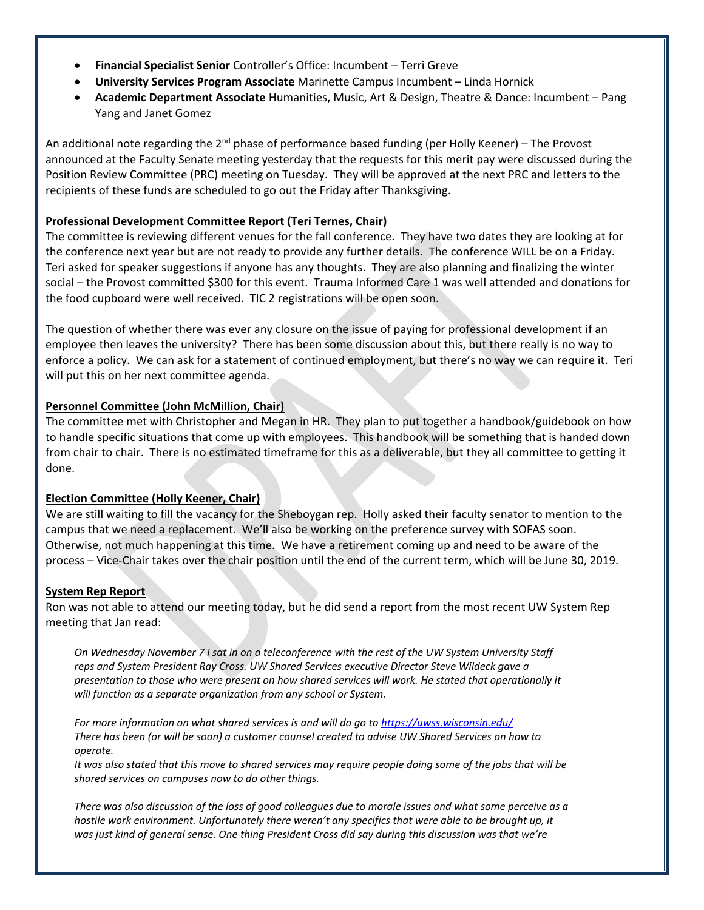- **Financial Specialist Senior** Controller's Office: Incumbent – Terri Greve
- **University Services Program Associate** Marinette Campus Incumbent – Linda Hornick
- **Academic Department Associate** Humanities, Music, Art & Design, Theatre & Dance: Incumbent – Pang Yang and Janet Gomez

An additional note regarding the 2nd phase of performance based funding (per Holly Keener) – The Provost announced at the Faculty Senate meeting yesterday that the requests for this merit pay were discussed during the Position Review Committee (PRC) meeting on Tuesday. They will be approved at the next PRC and letters to the recipients of these funds are scheduled to go out the Friday after Thanksgiving.

**Professional Development Committee Report (Teri Ternes, Chair)**

The committee is reviewing different venues for the fall conference. They have two dates they are looking at for the conference next year but are not ready to provide any further details. The conference WILL be on a Friday. Teri asked for speaker suggestions if anyone has any thoughts. They are also planning and finalizing the winter social – the Provost committed $300 for this event. Trauma Informed Care 1 was well attended and donations for the food cupboard were well received. TIC 2 registrations will be open soon.

The question of whether there was ever any closure on the issue of paying for professional development if an employee then leaves the university? There has been some discussion about this, but there really is no way to enforce a policy. We can ask for a statement of continued employment, but there's no way we can require it. Teri will put this on her next committee agenda.

**Personnel Committee (John McMillion, Chair)**

The committee met with Christopher and Megan in HR. They plan to put together a handbook/guidebook on how to handle specific situations that come up with employees. This handbook will be something that is handed down from chair to chair. There is no estimated timeframe for this as a deliverable, but they all committee to getting it done.

**Election Committee (Holly Keener, Chair)**

We are still waiting to fill the vacancy for the Sheboygan rep. Holly asked their faculty senator to mention to the campus that we need a replacement. We'll also be working on the preference survey with SOFAS soon. Otherwise, not much happening at this time. We have a retirement coming up and need to be aware of the process – Vice-Chair takes over the chair position until the end of the current term, which will be June 30, 2019.

**System Rep Report**

Ron was not able to attend our meeting today, but he did send a report from the most recent UW System Rep meeting that Jan read:

> *On Wednesday November 7 I sat in on a teleconference with the rest of the UW System University Staff reps and System President Ray Cross. UW Shared Services executive Director Steve Wildeck gave a presentation to those who were present on how shared services will work. He stated that operationally it will function as a separate organization from any school or System.*
>
> *For more information on what shared services is and will do go to https://uwss.wisconsin.edu/*
> *There has been (or will be soon) a customer counsel created to advise UW Shared Services on how to operate.*
> *It was also stated that this move to shared services may require people doing some of the jobs that will be shared services on campuses now to do other things.*
>
> *There was also discussion of the loss of good colleagues due to morale issues and what some perceive as a hostile work environment. Unfortunately there weren't any specifics that were able to be brought up, it was just kind of general sense. One thing President Cross did say during this discussion was that we're*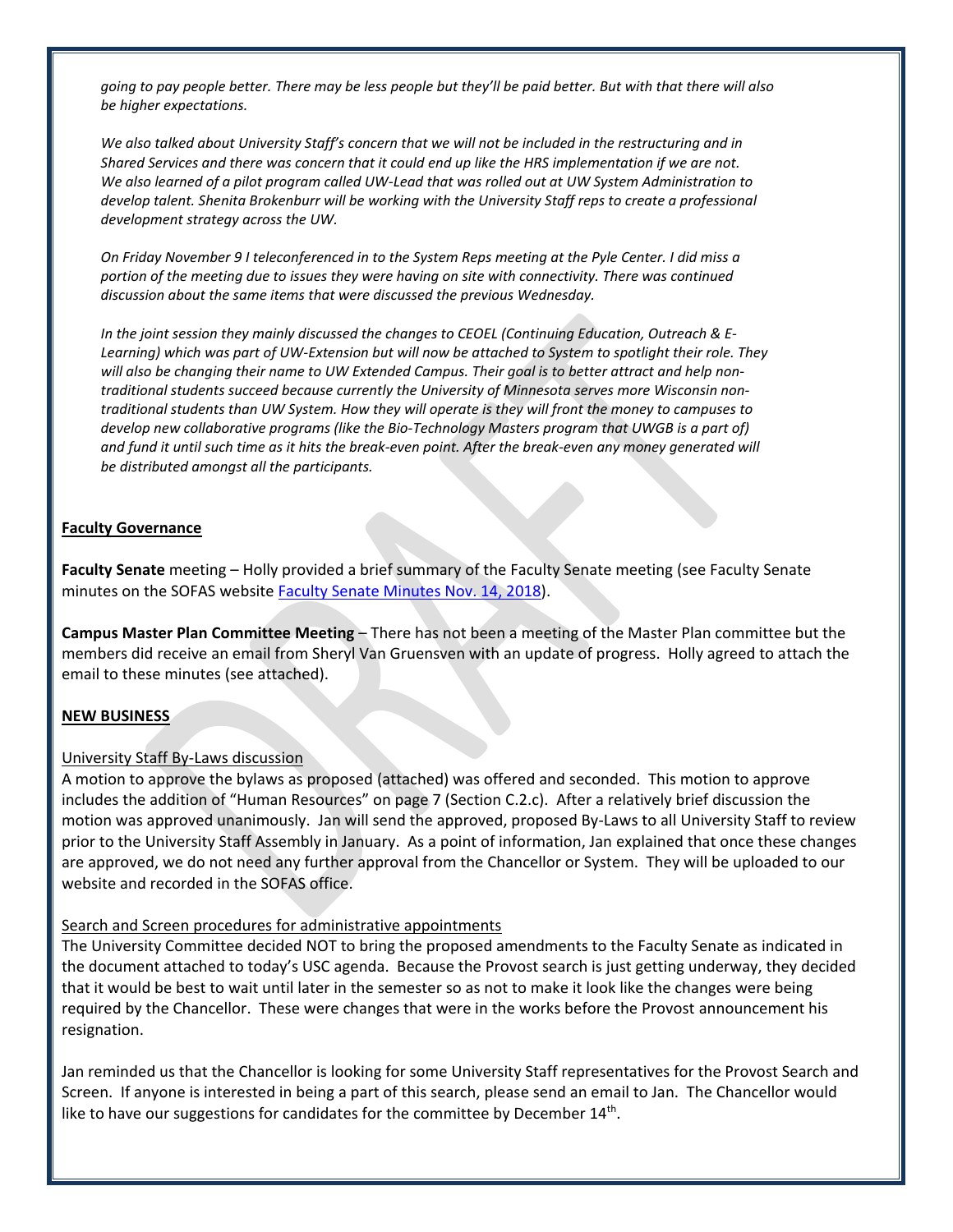*going to pay people better. There may be less people but they'll be paid better. But with that there will also be higher expectations.*

*We also talked about University Staff's concern that we will not be included in the restructuring and in Shared Services and there was concern that it could end up like the HRS implementation if we are not. We also learned of a pilot program called UW-Lead that was rolled out at UW System Administration to develop talent. Shenita Brokenburr will be working with the University Staff reps to create a professional development strategy across the UW.*

*On Friday November 9 I teleconferenced in to the System Reps meeting at the Pyle Center. I did miss a portion of the meeting due to issues they were having on site with connectivity. There was continued discussion about the same items that were discussed the previous Wednesday.*

*In the joint session they mainly discussed the changes to CEOEL (Continuing Education, Outreach & E-Learning) which was part of UW-Extension but will now be attached to System to spotlight their role. They will also be changing their name to UW Extended Campus. Their goal is to better attract and help non-traditional students succeed because currently the University of Minnesota serves more Wisconsin non-traditional students than UW System. How they will operate is they will front the money to campuses to develop new collaborative programs (like the Bio-Technology Masters program that UWGB is a part of) and fund it until such time as it hits the break-even point. After the break-even any money generated will be distributed amongst all the participants.*

**Faculty Governance**

**Faculty Senate** meeting – Holly provided a brief summary of the Faculty Senate meeting (see Faculty Senate minutes on the SOFAS website Faculty Senate Minutes Nov. 14, 2018).

**Campus Master Plan Committee Meeting** – There has not been a meeting of the Master Plan committee but the members did receive an email from Sheryl Van Gruensven with an update of progress. Holly agreed to attach the email to these minutes (see attached).

**NEW BUSINESS**

University Staff By-Laws discussion

A motion to approve the bylaws as proposed (attached) was offered and seconded. This motion to approve includes the addition of "Human Resources" on page 7 (Section C.2.c). After a relatively brief discussion the motion was approved unanimously. Jan will send the approved, proposed By-Laws to all University Staff to review prior to the University Staff Assembly in January. As a point of information, Jan explained that once these changes are approved, we do not need any further approval from the Chancellor or System. They will be uploaded to our website and recorded in the SOFAS office.

Search and Screen procedures for administrative appointments

The University Committee decided NOT to bring the proposed amendments to the Faculty Senate as indicated in the document attached to today's USC agenda. Because the Provost search is just getting underway, they decided that it would be best to wait until later in the semester so as not to make it look like the changes were being required by the Chancellor. These were changes that were in the works before the Provost announcement his resignation.

Jan reminded us that the Chancellor is looking for some University Staff representatives for the Provost Search and Screen. If anyone is interested in being a part of this search, please send an email to Jan. The Chancellor would like to have our suggestions for candidates for the committee by December 14th.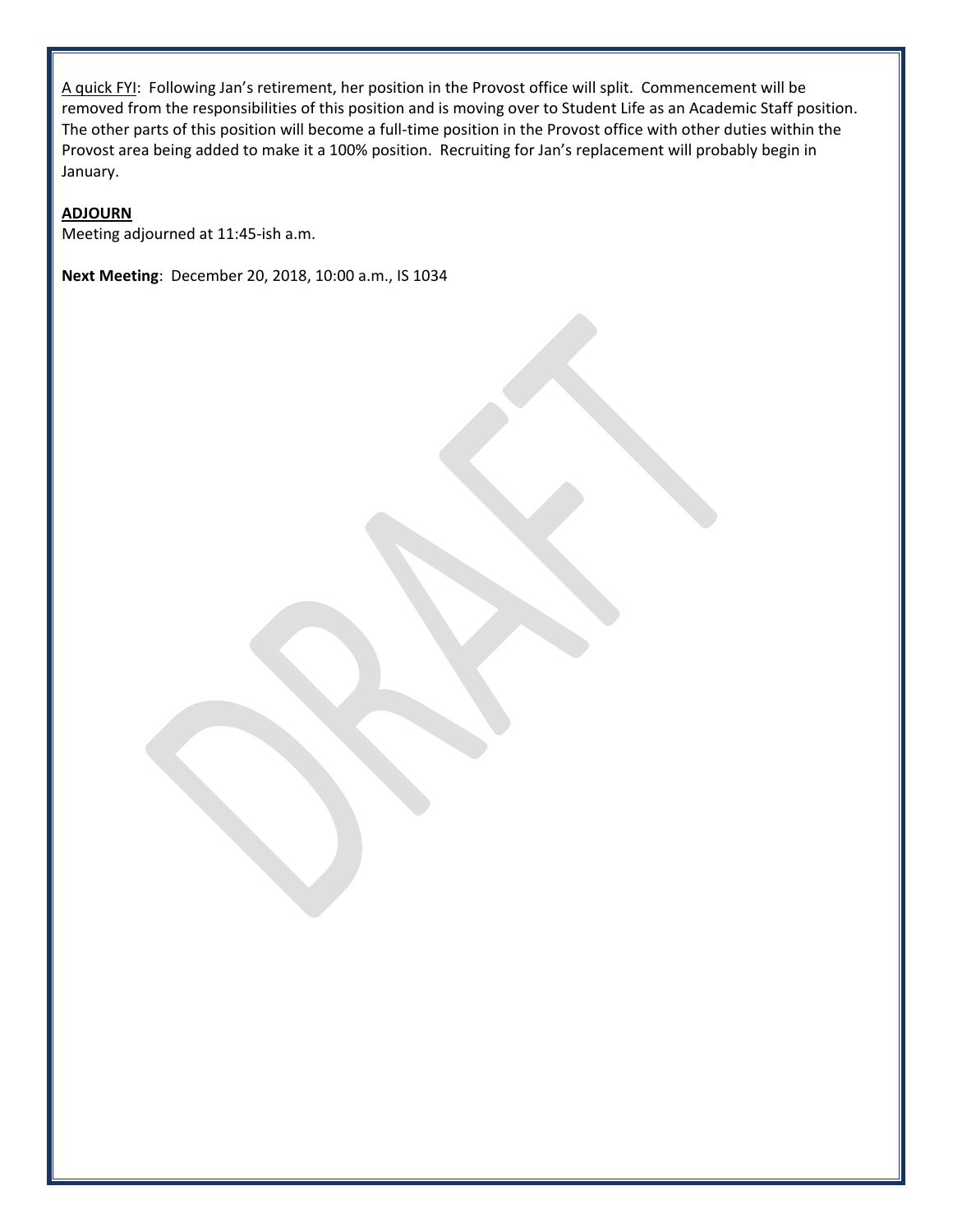<u>A quick FYI</u>: Following Jan's retirement, her position in the Provost office will split. Commencement will be removed from the responsibilities of this position and is moving over to Student Life as an Academic Staff position. The other parts of this position will become a full-time position in the Provost office with other duties within the Provost area being added to make it a 100% position. Recruiting for Jan's replacement will probably begin in January.

**<u>ADJOURN</u>**

Meeting adjourned at 11:45-ish a.m.

**Next Meeting**: December 20, 2018, 10:00 a.m., IS 1034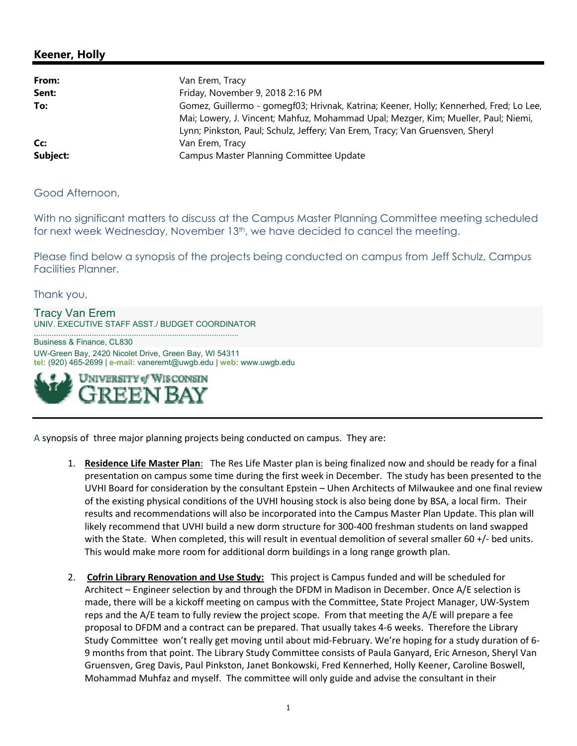## Keener, Holly

| | |
|---|---|
| **From:** | Van Erem, Tracy |
| **Sent:** | Friday, November 9, 2018 2:16 PM |
| **To:** | Gomez, Guillermo - gomegf03; Hrivnak, Katrina; Keener, Holly; Kennerhed, Fred; Lo Lee, Mai; Lowery, J. Vincent; Mahfuz, Mohammad Upal; Mezger, Kim; Mueller, Paul; Niemi, Lynn; Pinkston, Paul; Schulz, Jeffery; Van Erem, Tracy; Van Gruensven, Sheryl |
| **Cc:** | Van Erem, Tracy |
| **Subject:** | Campus Master Planning Committee Update |

Good Afternoon,

With no significant matters to discuss at the Campus Master Planning Committee meeting scheduled for next week Wednesday, November 13th, we have decided to cancel the meeting.

Please find below a synopsis of the projects being conducted on campus from Jeff Schulz, Campus Facilities Planner.

Thank you,

Tracy Van Erem
UNIV. EXECUTIVE STAFF ASST./ BUDGET COORDINATOR
Business & Finance, CL830
UW-Green Bay, 2420 Nicolet Drive, Green Bay, WI 54311
**tel:** (920) 465-2699 | **e-mail:** vaneremt@uwgb.edu | **web:** www.uwgb.edu

UNIVERSITY of WISCONSIN GREEN BAY

---

A synopsis of three major planning projects being conducted on campus. They are:

1. **Residence Life Master Plan**: The Res Life Master plan is being finalized now and should be ready for a final presentation on campus some time during the first week in December. The study has been presented to the UVHI Board for consideration by the consultant Epstein – Uhen Architects of Milwaukee and one final review of the existing physical conditions of the UVHI housing stock is also being done by BSA, a local firm. Their results and recommendations will also be incorporated into the Campus Master Plan Update. This plan will likely recommend that UVHI build a new dorm structure for 300-400 freshman students on land swapped with the State. When completed, this will result in eventual demolition of several smaller 60 +/- bed units. This would make more room for additional dorm buildings in a long range growth plan.

2. **Cofrin Library Renovation and Use Study:** This project is Campus funded and will be scheduled for Architect – Engineer selection by and through the DFDM in Madison in December. Once A/E selection is made, there will be a kickoff meeting on campus with the Committee, State Project Manager, UW-System reps and the A/E team to fully review the project scope. From that meeting the A/E will prepare a fee proposal to DFDM and a contract can be prepared. That usually takes 4-6 weeks. Therefore the Library Study Committee won't really get moving until about mid-February. We're hoping for a study duration of 6-9 months from that point. The Library Study Committee consists of Paula Ganyard, Eric Arneson, Sheryl Van Gruensven, Greg Davis, Paul Pinkston, Janet Bonkowski, Fred Kennerhed, Holly Keener, Caroline Boswell, Mohammad Muhfaz and myself. The committee will only guide and advise the consultant in their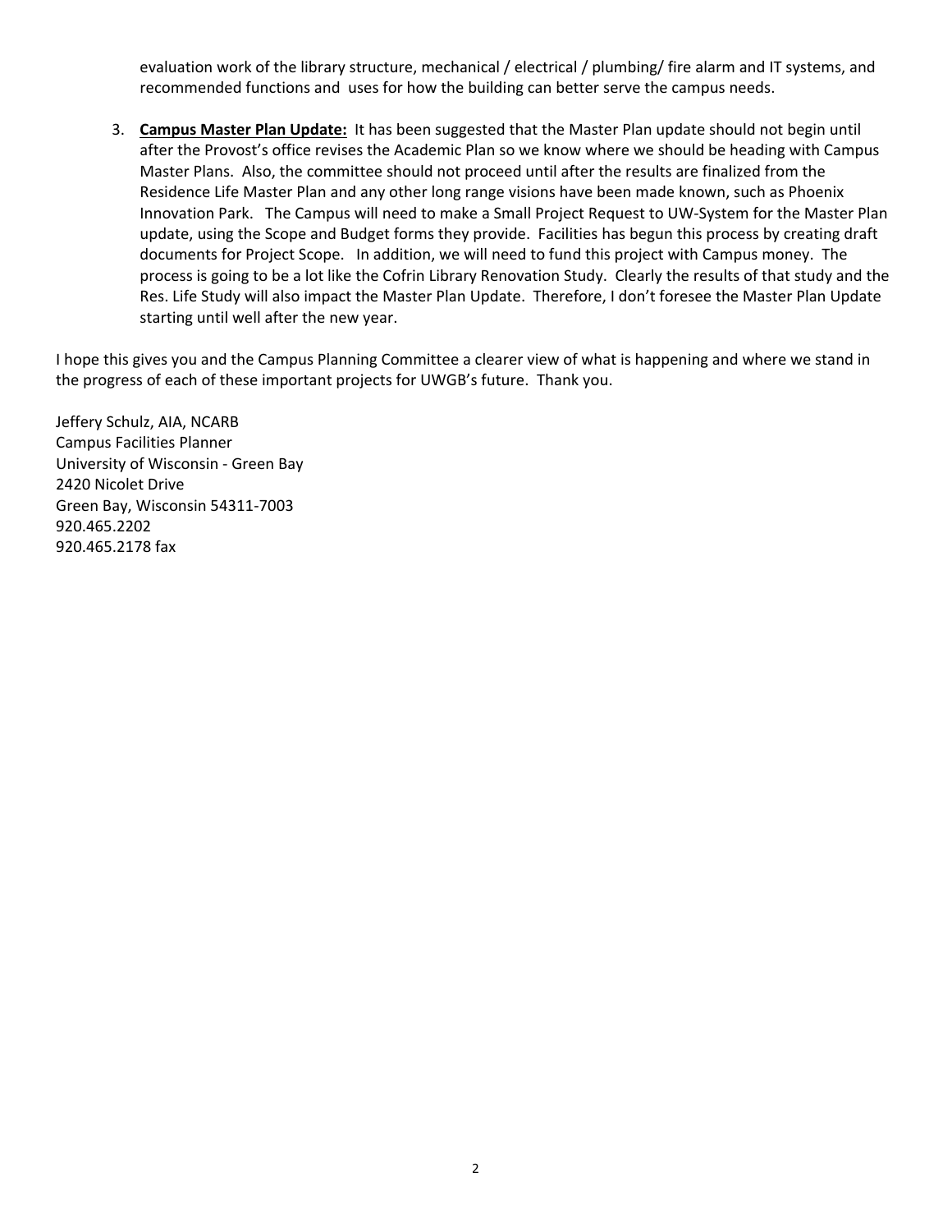evaluation work of the library structure, mechanical / electrical / plumbing/ fire alarm and IT systems, and recommended functions and uses for how the building can better serve the campus needs.

3. **Campus Master Plan Update:** It has been suggested that the Master Plan update should not begin until after the Provost's office revises the Academic Plan so we know where we should be heading with Campus Master Plans. Also, the committee should not proceed until after the results are finalized from the Residence Life Master Plan and any other long range visions have been made known, such as Phoenix Innovation Park. The Campus will need to make a Small Project Request to UW-System for the Master Plan update, using the Scope and Budget forms they provide. Facilities has begun this process by creating draft documents for Project Scope. In addition, we will need to fund this project with Campus money. The process is going to be a lot like the Cofrin Library Renovation Study. Clearly the results of that study and the Res. Life Study will also impact the Master Plan Update. Therefore, I don't foresee the Master Plan Update starting until well after the new year.

I hope this gives you and the Campus Planning Committee a clearer view of what is happening and where we stand in the progress of each of these important projects for UWGB's future. Thank you.

Jeffery Schulz, AIA, NCARB
Campus Facilities Planner
University of Wisconsin - Green Bay
2420 Nicolet Drive
Green Bay, Wisconsin 54311-7003
920.465.2202
920.465.2178 fax